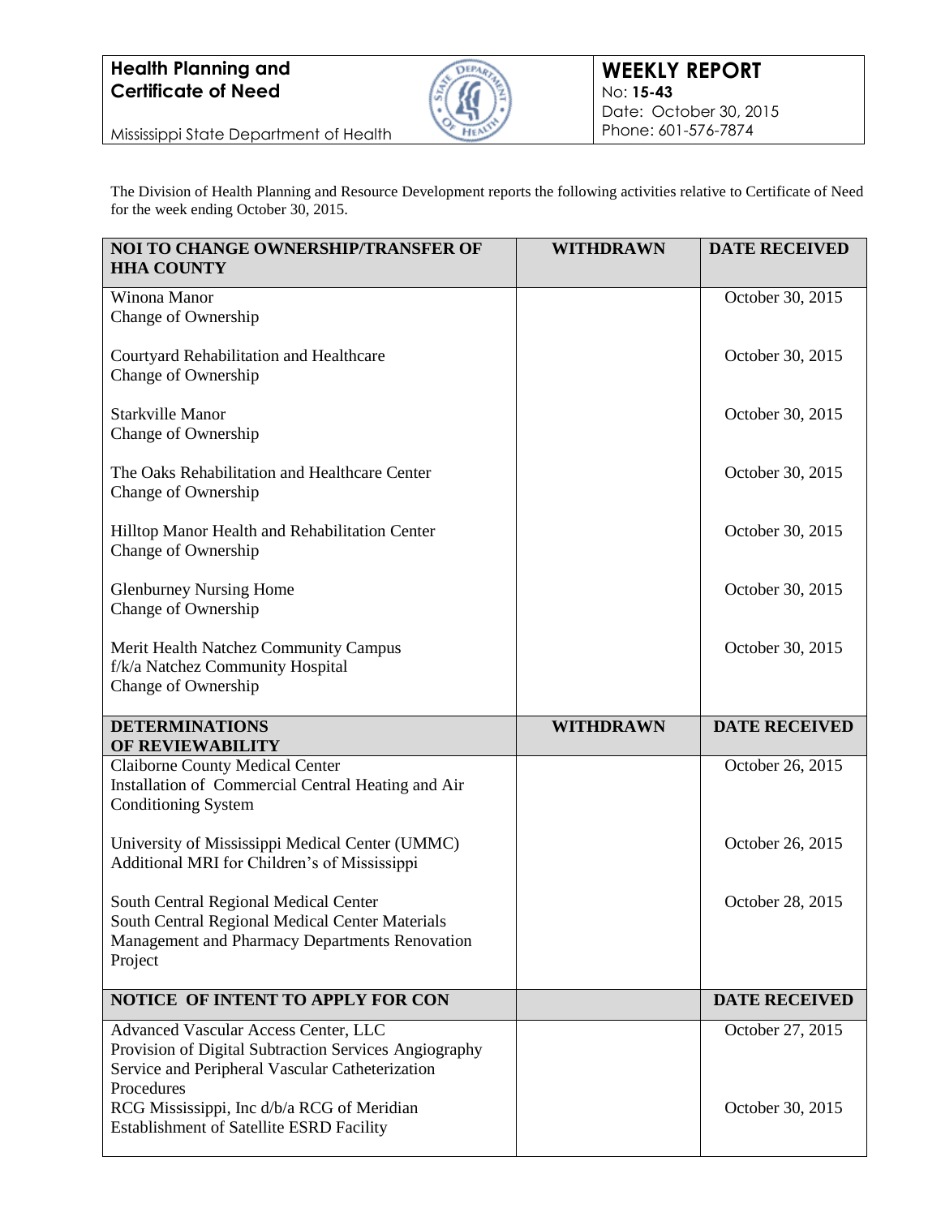**Health Planning and Certificate of Need**

Mississippi State Department of Health

**WEEKLY REPORT**
No: **15-43**
Date: October 30, 2015
Phone: 601-576-7874

The Division of Health Planning and Resource Development reports the following activities relative to Certificate of Need for the week ending October 30, 2015.

| NOI TO CHANGE OWNERSHIP/TRANSFER OF HHA COUNTY | WITHDRAWN | DATE RECEIVED |
|---|---|---|
| Winona Manor<br>Change of Ownership | | October 30, 2015 |
| Courtyard Rehabilitation and Healthcare<br>Change of Ownership | | October 30, 2015 |
| Starkville Manor<br>Change of Ownership | | October 30, 2015 |
| The Oaks Rehabilitation and Healthcare Center<br>Change of Ownership | | October 30, 2015 |
| Hilltop Manor Health and Rehabilitation Center<br>Change of Ownership | | October 30, 2015 |
| Glenburney Nursing Home<br>Change of Ownership | | October 30, 2015 |
| Merit Health Natchez Community Campus<br>f/k/a Natchez Community Hospital<br>Change of Ownership | | October 30, 2015 |
| **DETERMINATIONS OF REVIEWABILITY** | **WITHDRAWN** | **DATE RECEIVED** |
| Claiborne County Medical Center<br>Installation of Commercial Central Heating and Air Conditioning System | | October 26, 2015 |
| University of Mississippi Medical Center (UMMC)<br>Additional MRI for Children's of Mississippi | | October 26, 2015 |
| South Central Regional Medical Center<br>South Central Regional Medical Center Materials Management and Pharmacy Departments Renovation Project | | October 28, 2015 |
| **NOTICE OF INTENT TO APPLY FOR CON** | | **DATE RECEIVED** |
| Advanced Vascular Access Center, LLC<br>Provision of Digital Subtraction Services Angiography Service and Peripheral Vascular Catheterization Procedures | | October 27, 2015 |
| RCG Mississippi, Inc d/b/a RCG of Meridian<br>Establishment of Satellite ESRD Facility | | October 30, 2015 |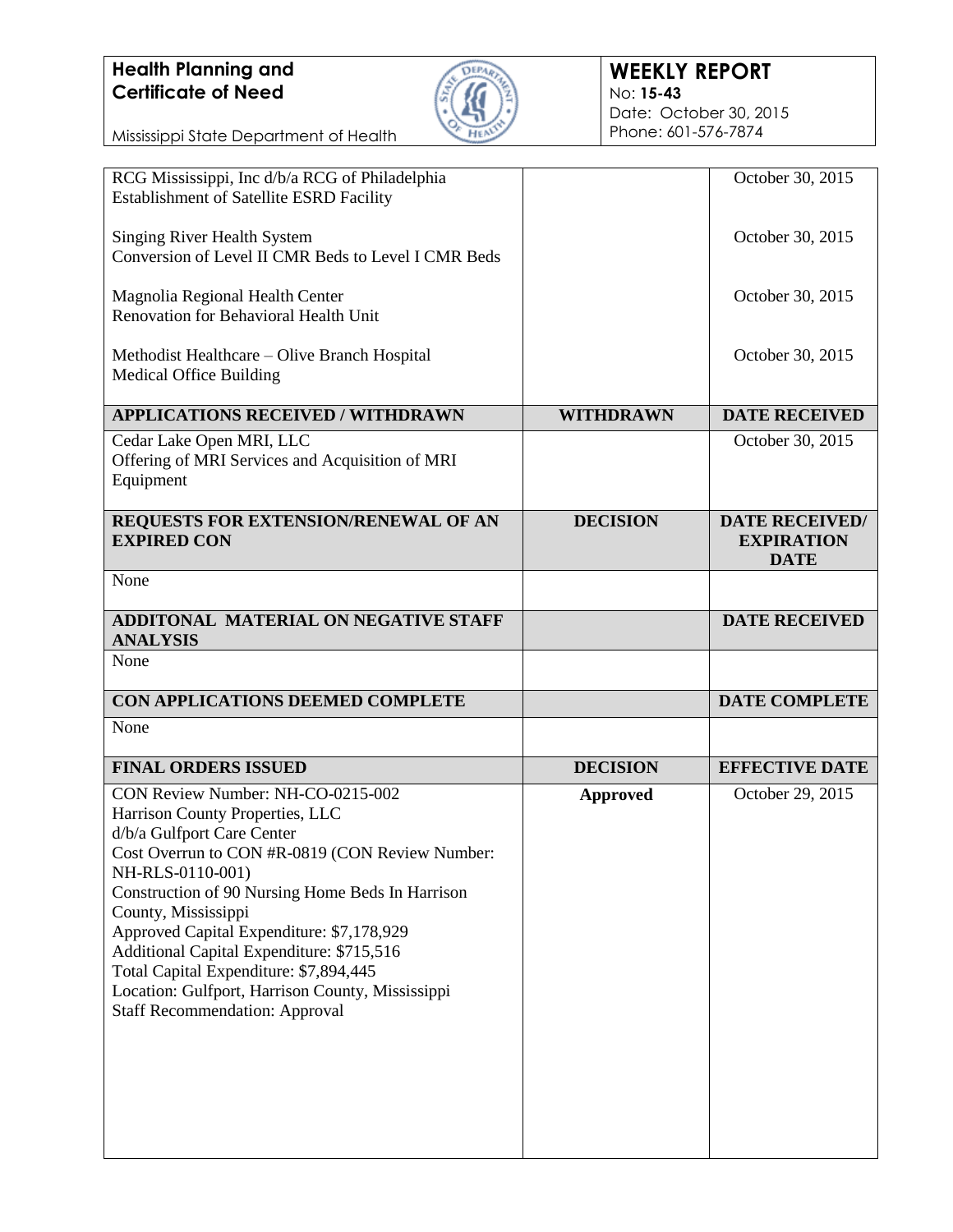| | | |
|---|---|---|
| RCG Mississippi, Inc d/b/a RCG of Philadelphia<br>Establishment of Satellite ESRD Facility<br><br>Singing River Health System<br>Conversion of Level II CMR Beds to Level I CMR Beds<br><br>Magnolia Regional Health Center<br>Renovation for Behavioral Health Unit<br><br>Methodist Healthcare – Olive Branch Hospital<br>Medical Office Building | | October 30, 2015<br><br><br>October 30, 2015<br><br><br>October 30, 2015<br><br><br>October 30, 2015 |
| **APPLICATIONS RECEIVED / WITHDRAWN** | **WITHDRAWN** | **DATE RECEIVED** |
| Cedar Lake Open MRI, LLC<br>Offering of MRI Services and Acquisition of MRI Equipment | | October 30, 2015 |
| **REQUESTS FOR EXTENSION/RENEWAL OF AN EXPIRED CON** | **DECISION** | **DATE RECEIVED/ EXPIRATION DATE** |
| None | | |
| **ADDITONAL MATERIAL ON NEGATIVE STAFF ANALYSIS** | | **DATE RECEIVED** |
| None | | |
| **CON APPLICATIONS DEEMED COMPLETE** | | **DATE COMPLETE** |
| None | | |
| **FINAL ORDERS ISSUED** | **DECISION** | **EFFECTIVE DATE** |
| CON Review Number: NH-CO-0215-002<br>Harrison County Properties, LLC<br>d/b/a Gulfport Care Center<br>Cost Overrun to CON #R-0819 (CON Review Number: NH-RLS-0110-001)<br>Construction of 90 Nursing Home Beds In Harrison County, Mississippi<br>Approved Capital Expenditure: $7,178,929<br>Additional Capital Expenditure: $715,516<br>Total Capital Expenditure: $7,894,445<br>Location: Gulfport, Harrison County, Mississippi<br>Staff Recommendation: Approval | **Approved** | October 29, 2015 |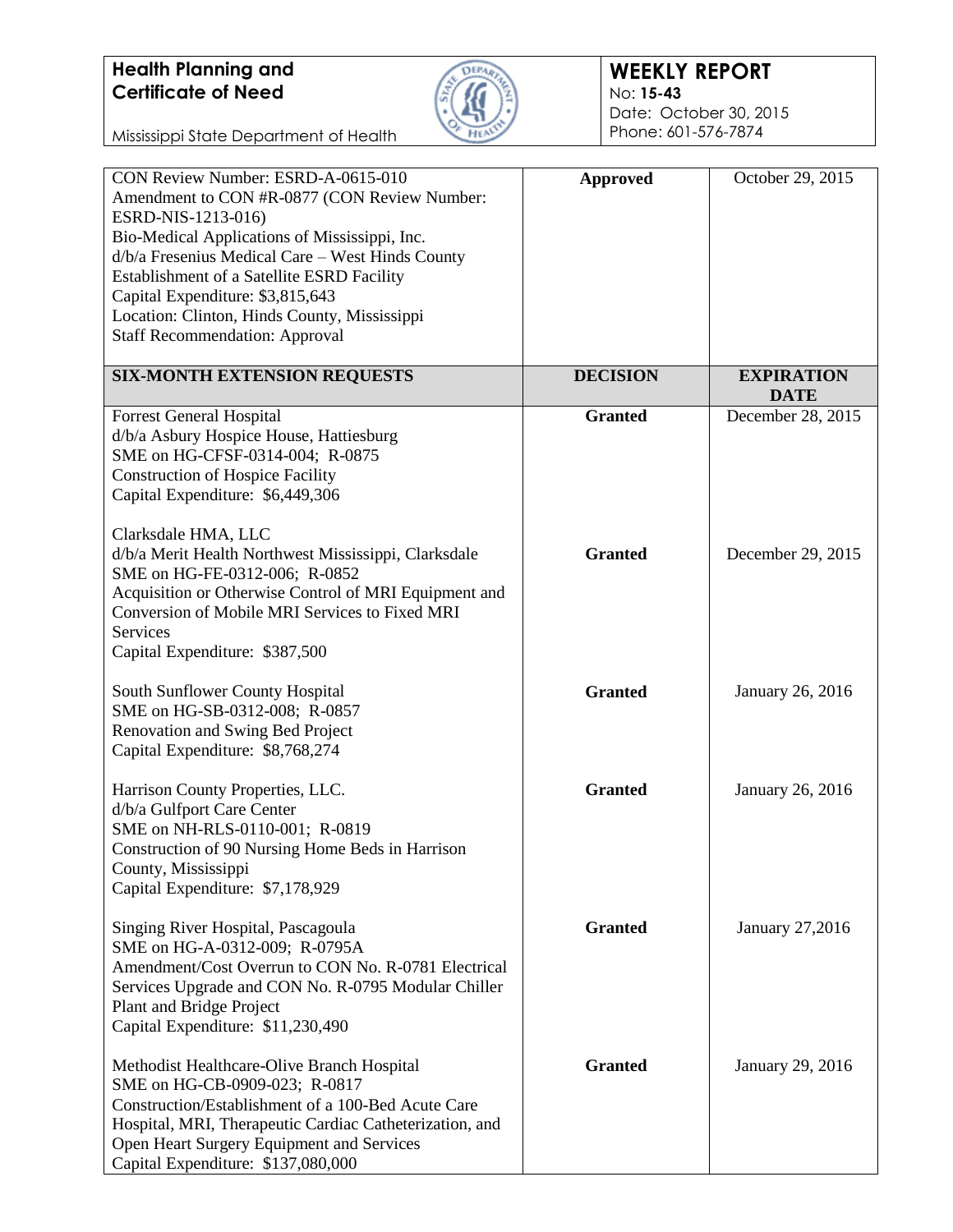| | | |
|---|---|---|
| CON Review Number: ESRD-A-0615-010<br>Amendment to CON #R-0877 (CON Review Number: ESRD-NIS-1213-016)<br>Bio-Medical Applications of Mississippi, Inc.<br>d/b/a Fresenius Medical Care – West Hinds County<br>Establishment of a Satellite ESRD Facility<br>Capital Expenditure: $3,815,643<br>Location: Clinton, Hinds County, Mississippi<br>Staff Recommendation: Approval | **Approved** | October 29, 2015 |
| **SIX-MONTH EXTENSION REQUESTS** | **DECISION** | **EXPIRATION DATE** |
| Forrest General Hospital<br>d/b/a Asbury Hospice House, Hattiesburg<br>SME on HG-CFSF-0314-004; R-0875<br>Construction of Hospice Facility<br>Capital Expenditure: $6,449,306 | **Granted** | December 28, 2015 |
| Clarksdale HMA, LLC<br>d/b/a Merit Health Northwest Mississippi, Clarksdale<br>SME on HG-FE-0312-006; R-0852<br>Acquisition or Otherwise Control of MRI Equipment and Conversion of Mobile MRI Services to Fixed MRI Services<br>Capital Expenditure: $387,500 | **Granted** | December 29, 2015 |
| South Sunflower County Hospital<br>SME on HG-SB-0312-008; R-0857<br>Renovation and Swing Bed Project<br>Capital Expenditure: $8,768,274 | **Granted** | January 26, 2016 |
| Harrison County Properties, LLC.<br>d/b/a Gulfport Care Center<br>SME on NH-RLS-0110-001; R-0819<br>Construction of 90 Nursing Home Beds in Harrison County, Mississippi<br>Capital Expenditure: $7,178,929 | **Granted** | January 26, 2016 |
| Singing River Hospital, Pascagoula<br>SME on HG-A-0312-009; R-0795A<br>Amendment/Cost Overrun to CON No. R-0781 Electrical Services Upgrade and CON No. R-0795 Modular Chiller Plant and Bridge Project<br>Capital Expenditure: $11,230,490 | **Granted** | January 27,2016 |
| Methodist Healthcare-Olive Branch Hospital<br>SME on HG-CB-0909-023; R-0817<br>Construction/Establishment of a 100-Bed Acute Care Hospital, MRI, Therapeutic Cardiac Catheterization, and Open Heart Surgery Equipment and Services<br>Capital Expenditure: $137,080,000 | **Granted** | January 29, 2016 |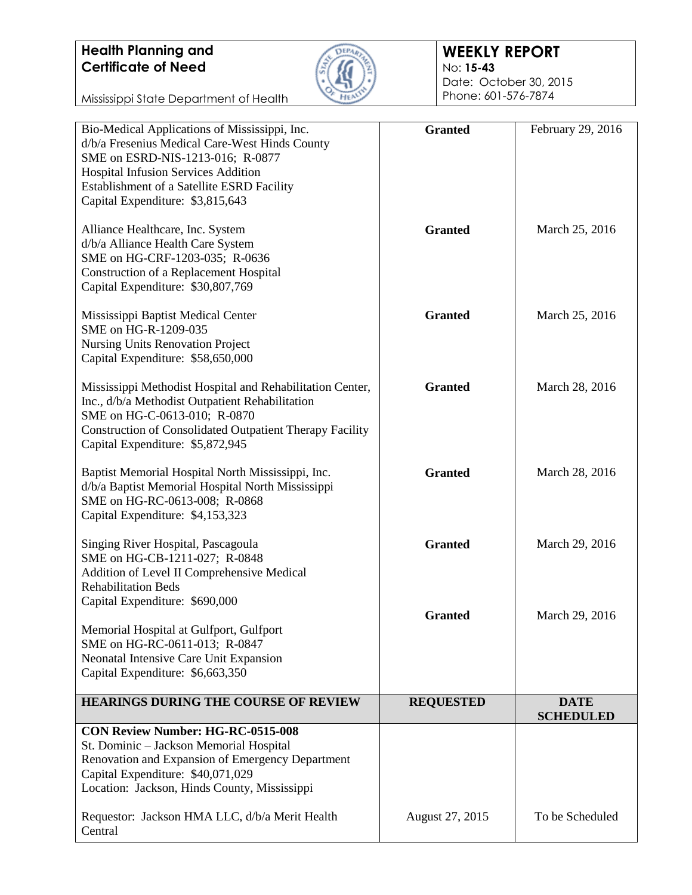**Health Planning and Certificate of Need**

Mississippi State Department of Health

**WEEKLY REPORT**
No: **15-43**
Date: October 30, 2015
Phone: 601-576-7874

| | | |
|---|---|---|
| Bio-Medical Applications of Mississippi, Inc.<br>d/b/a Fresenius Medical Care-West Hinds County<br>SME on ESRD-NIS-1213-016; R-0877<br>Hospital Infusion Services Addition<br>Establishment of a Satellite ESRD Facility<br>Capital Expenditure: $3,815,643 | **Granted** | February 29, 2016 |
| Alliance Healthcare, Inc. System<br>d/b/a Alliance Health Care System<br>SME on HG-CRF-1203-035; R-0636<br>Construction of a Replacement Hospital<br>Capital Expenditure: $30,807,769 | **Granted** | March 25, 2016 |
| Mississippi Baptist Medical Center<br>SME on HG-R-1209-035<br>Nursing Units Renovation Project<br>Capital Expenditure: $58,650,000 | **Granted** | March 25, 2016 |
| Mississippi Methodist Hospital and Rehabilitation Center, Inc., d/b/a Methodist Outpatient Rehabilitation<br>SME on HG-C-0613-010; R-0870<br>Construction of Consolidated Outpatient Therapy Facility<br>Capital Expenditure: $5,872,945 | **Granted** | March 28, 2016 |
| Baptist Memorial Hospital North Mississippi, Inc.<br>d/b/a Baptist Memorial Hospital North Mississippi<br>SME on HG-RC-0613-008; R-0868<br>Capital Expenditure: $4,153,323 | **Granted** | March 28, 2016 |
| Singing River Hospital, Pascagoula<br>SME on HG-CB-1211-027; R-0848<br>Addition of Level II Comprehensive Medical Rehabilitation Beds<br>Capital Expenditure: $690,000 | **Granted** | March 29, 2016 |
| Memorial Hospital at Gulfport, Gulfport<br>SME on HG-RC-0611-013; R-0847<br>Neonatal Intensive Care Unit Expansion<br>Capital Expenditure: $6,663,350 | **Granted** | March 29, 2016 |

| **HEARINGS DURING THE COURSE OF REVIEW** | **REQUESTED** | **DATE SCHEDULED** |
|---|---|---|
| **CON Review Number: HG-RC-0515-008**<br>St. Dominic – Jackson Memorial Hospital<br>Renovation and Expansion of Emergency Department<br>Capital Expenditure: $40,071,029<br>Location: Jackson, Hinds County, Mississippi | | |
| Requestor: Jackson HMA LLC, d/b/a Merit Health Central | August 27, 2015 | To be Scheduled |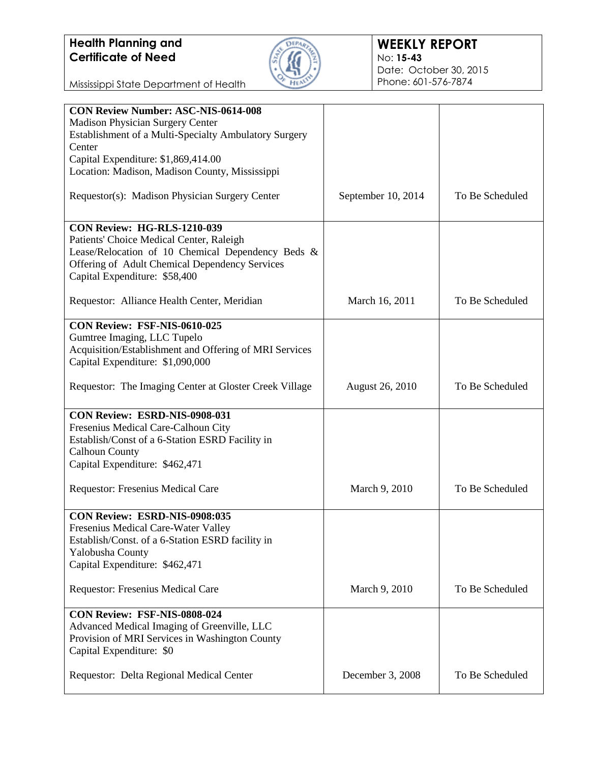| | | |
|---|---|---|
| **CON Review Number: ASC-NIS-0614-008**<br>Madison Physician Surgery Center<br>Establishment of a Multi-Specialty Ambulatory Surgery Center<br>Capital Expenditure: $1,869,414.00<br>Location: Madison, Madison County, Mississippi<br><br>Requestor(s): Madison Physician Surgery Center | September 10, 2014 | To Be Scheduled |
| **CON Review: HG-RLS-1210-039**<br>Patients' Choice Medical Center, Raleigh<br>Lease/Relocation of 10 Chemical Dependency Beds & Offering of Adult Chemical Dependency Services<br>Capital Expenditure: $58,400<br><br>Requestor: Alliance Health Center, Meridian | March 16, 2011 | To Be Scheduled |
| **CON Review: FSF-NIS-0610-025**<br>Gumtree Imaging, LLC Tupelo<br>Acquisition/Establishment and Offering of MRI Services<br>Capital Expenditure: $1,090,000<br><br>Requestor: The Imaging Center at Gloster Creek Village | August 26, 2010 | To Be Scheduled |
| **CON Review: ESRD-NIS-0908-031**<br>Fresenius Medical Care-Calhoun City<br>Establish/Const of a 6-Station ESRD Facility in Calhoun County<br>Capital Expenditure: $462,471<br><br>Requestor: Fresenius Medical Care | March 9, 2010 | To Be Scheduled |
| **CON Review: ESRD-NIS-0908:035**<br>Fresenius Medical Care-Water Valley<br>Establish/Const. of a 6-Station ESRD facility in Yalobusha County<br>Capital Expenditure: $462,471<br><br>Requestor: Fresenius Medical Care | March 9, 2010 | To Be Scheduled |
| **CON Review: FSF-NIS-0808-024**<br>Advanced Medical Imaging of Greenville, LLC<br>Provision of MRI Services in Washington County<br>Capital Expenditure: $0<br><br>Requestor: Delta Regional Medical Center | December 3, 2008 | To Be Scheduled |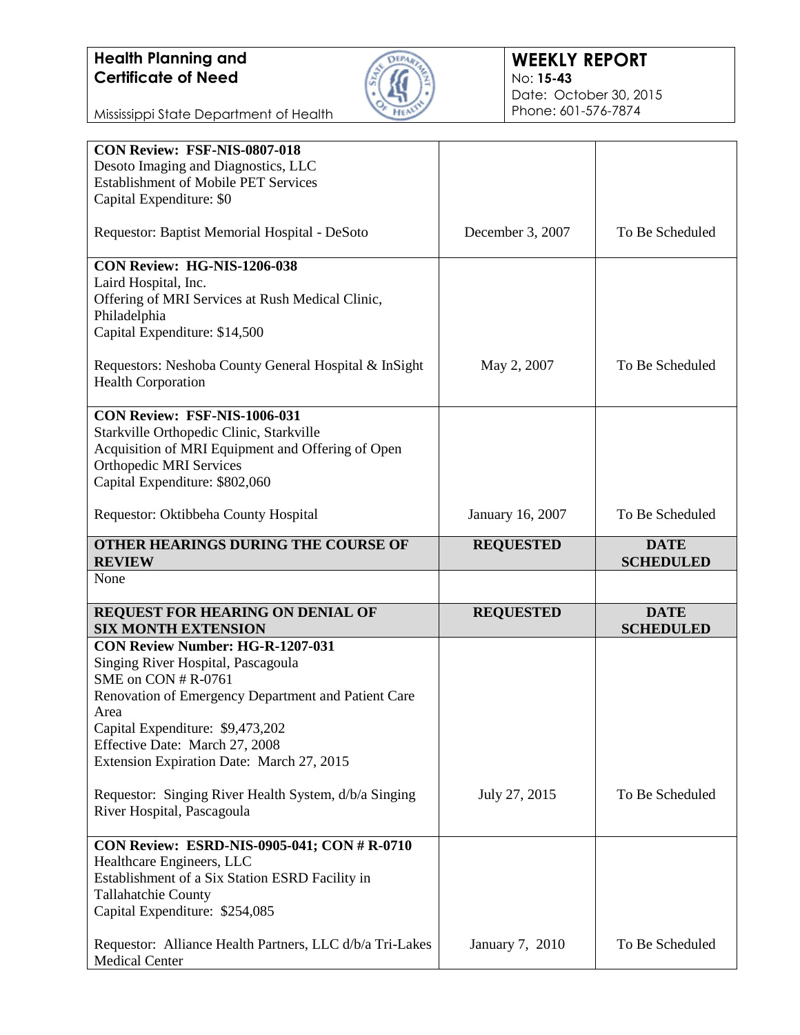**Health Planning and Certificate of Need**

Mississippi State Department of Health

**WEEKLY REPORT**
No: **15-43**
Date: October 30, 2015
Phone: 601-576-7874

| | | |
|---|---|---|
| **CON Review: FSF-NIS-0807-018**<br>Desoto Imaging and Diagnostics, LLC<br>Establishment of Mobile PET Services<br>Capital Expenditure: $0<br><br>Requestor: Baptist Memorial Hospital - DeSoto | December 3, 2007 | To Be Scheduled |
| **CON Review: HG-NIS-1206-038**<br>Laird Hospital, Inc.<br>Offering of MRI Services at Rush Medical Clinic, Philadelphia<br>Capital Expenditure: $14,500<br><br>Requestors: Neshoba County General Hospital & InSight Health Corporation | May 2, 2007 | To Be Scheduled |
| **CON Review: FSF-NIS-1006-031**<br>Starkville Orthopedic Clinic, Starkville<br>Acquisition of MRI Equipment and Offering of Open Orthopedic MRI Services<br>Capital Expenditure: $802,060<br><br>Requestor: Oktibbeha County Hospital | January 16, 2007 | To Be Scheduled |
| **OTHER HEARINGS DURING THE COURSE OF REVIEW** | **REQUESTED** | **DATE SCHEDULED** |
| None | | |
| **REQUEST FOR HEARING ON DENIAL OF SIX MONTH EXTENSION** | **REQUESTED** | **DATE SCHEDULED** |
| **CON Review Number: HG-R-1207-031**<br>Singing River Hospital, Pascagoula<br>SME on CON # R-0761<br>Renovation of Emergency Department and Patient Care Area<br>Capital Expenditure: $9,473,202<br>Effective Date: March 27, 2008<br>Extension Expiration Date: March 27, 2015<br><br>Requestor: Singing River Health System, d/b/a Singing River Hospital, Pascagoula | July 27, 2015 | To Be Scheduled |
| **CON Review: ESRD-NIS-0905-041; CON # R-0710**<br>Healthcare Engineers, LLC<br>Establishment of a Six Station ESRD Facility in Tallahatchie County<br>Capital Expenditure: $254,085<br><br>Requestor: Alliance Health Partners, LLC d/b/a Tri-Lakes Medical Center | January 7, 2010 | To Be Scheduled |